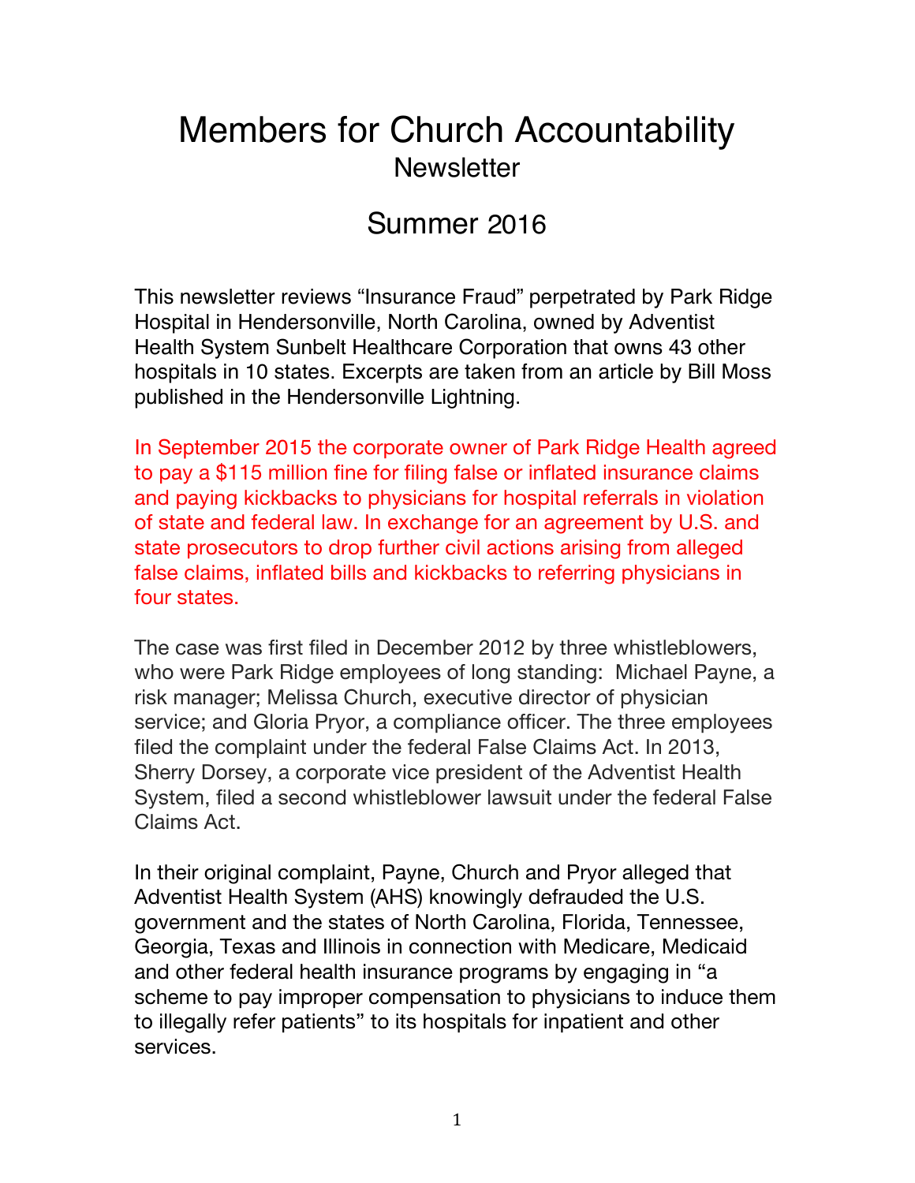# Members for Church Accountability

## Newsletter

## Summer 2016

This newsletter reviews "Insurance Fraud" perpetrated by Park Ridge Hospital in Hendersonville, North Carolina, owned by Adventist Health System Sunbelt Healthcare Corporation that owns 43 other hospitals in 10 states. Excerpts are taken from an article by Bill Moss published in the Hendersonville Lightning.

In September 2015 the corporate owner of Park Ridge Health agreed to pay a $115 million fine for filing false or inflated insurance claims and paying kickbacks to physicians for hospital referrals in violation of state and federal law. In exchange for an agreement by U.S. and state prosecutors to drop further civil actions arising from alleged false claims, inflated bills and kickbacks to referring physicians in four states.

The case was first filed in December 2012 by three whistleblowers, who were Park Ridge employees of long standing: Michael Payne, a risk manager; Melissa Church, executive director of physician service; and Gloria Pryor, a compliance officer. The three employees filed the complaint under the federal False Claims Act. In 2013, Sherry Dorsey, a corporate vice president of the Adventist Health System, filed a second whistleblower lawsuit under the federal False Claims Act.

In their original complaint, Payne, Church and Pryor alleged that Adventist Health System (AHS) knowingly defrauded the U.S. government and the states of North Carolina, Florida, Tennessee, Georgia, Texas and Illinois in connection with Medicare, Medicaid and other federal health insurance programs by engaging in "a scheme to pay improper compensation to physicians to induce them to illegally refer patients" to its hospitals for inpatient and other services.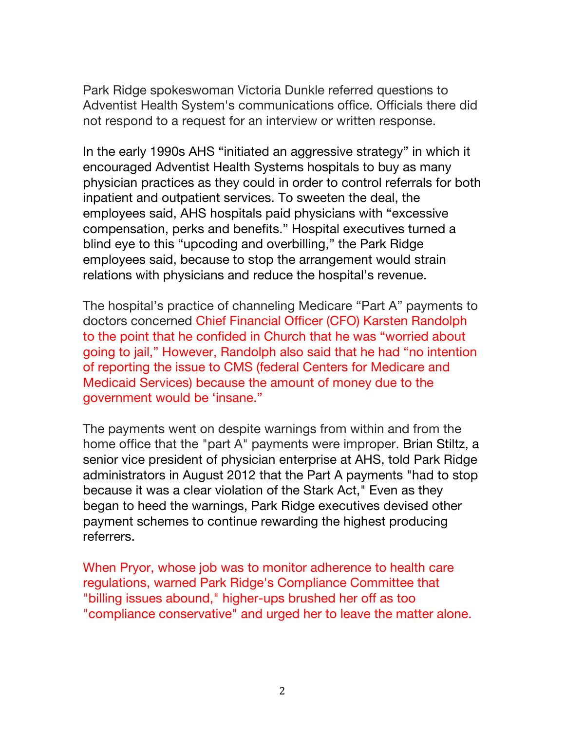Park Ridge spokeswoman Victoria Dunkle referred questions to Adventist Health System's communications office. Officials there did not respond to a request for an interview or written response.

In the early 1990s AHS "initiated an aggressive strategy" in which it encouraged Adventist Health Systems hospitals to buy as many physician practices as they could in order to control referrals for both inpatient and outpatient services. To sweeten the deal, the employees said, AHS hospitals paid physicians with "excessive compensation, perks and benefits." Hospital executives turned a blind eye to this "upcoding and overbilling," the Park Ridge employees said, because to stop the arrangement would strain relations with physicians and reduce the hospital's revenue.

The hospital's practice of channeling Medicare "Part A" payments to doctors concerned Chief Financial Officer (CFO) Karsten Randolph to the point that he confided in Church that he was "worried about going to jail," However, Randolph also said that he had "no intention of reporting the issue to CMS (federal Centers for Medicare and Medicaid Services) because the amount of money due to the government would be 'insane."

The payments went on despite warnings from within and from the home office that the "part A" payments were improper. Brian Stiltz, a senior vice president of physician enterprise at AHS, told Park Ridge administrators in August 2012 that the Part A payments "had to stop because it was a clear violation of the Stark Act," Even as they began to heed the warnings, Park Ridge executives devised other payment schemes to continue rewarding the highest producing referrers.

When Pryor, whose job was to monitor adherence to health care regulations, warned Park Ridge's Compliance Committee that "billing issues abound," higher-ups brushed her off as too "compliance conservative" and urged her to leave the matter alone.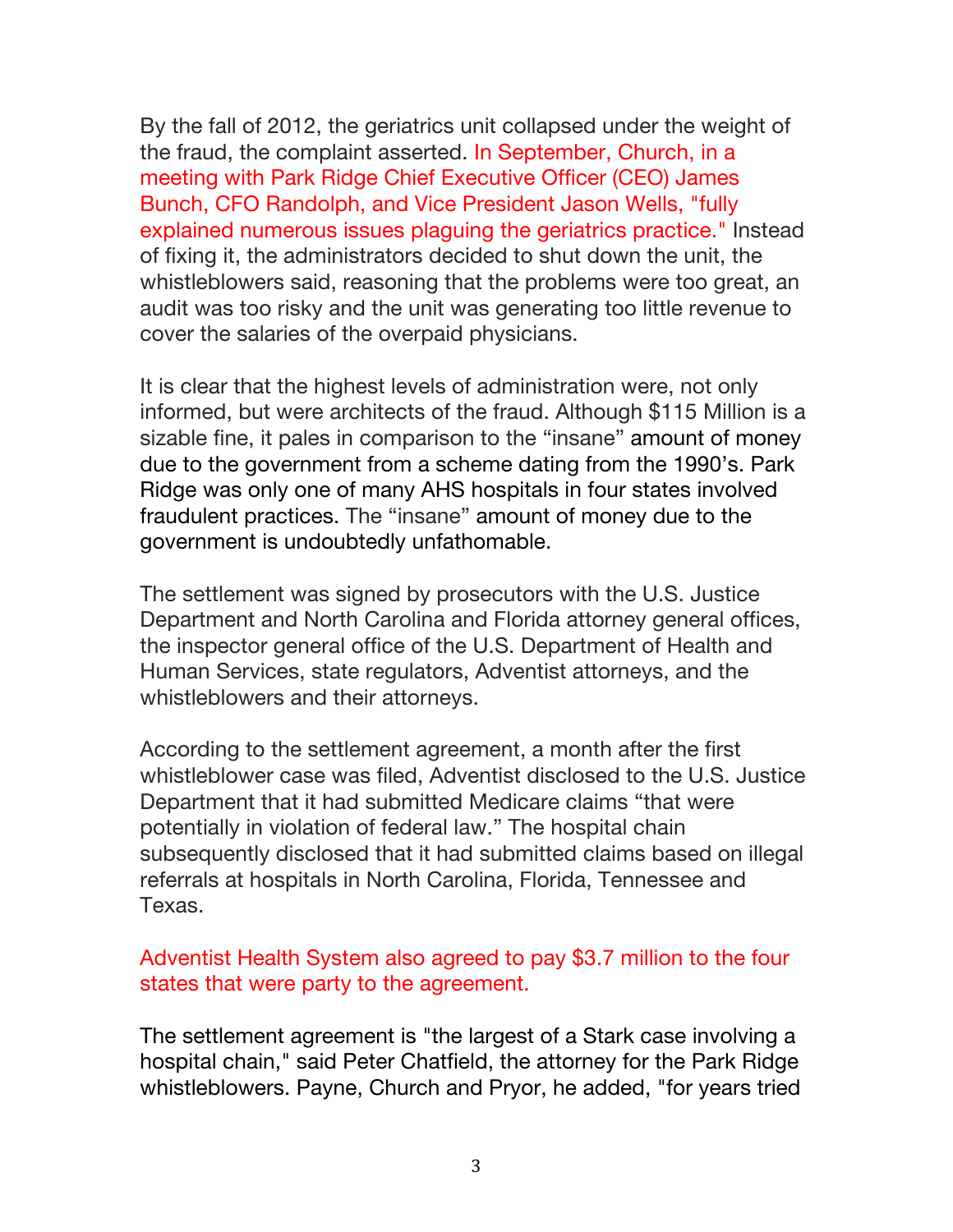By the fall of 2012, the geriatrics unit collapsed under the weight of the fraud, the complaint asserted. In September, Church, in a meeting with Park Ridge Chief Executive Officer (CEO) James Bunch, CFO Randolph, and Vice President Jason Wells, "fully explained numerous issues plaguing the geriatrics practice." Instead of fixing it, the administrators decided to shut down the unit, the whistleblowers said, reasoning that the problems were too great, an audit was too risky and the unit was generating too little revenue to cover the salaries of the overpaid physicians.

It is clear that the highest levels of administration were, not only informed, but were architects of the fraud. Although $115 Million is a sizable fine, it pales in comparison to the "insane" amount of money due to the government from a scheme dating from the 1990's. Park Ridge was only one of many AHS hospitals in four states involved fraudulent practices. The "insane" amount of money due to the government is undoubtedly unfathomable.

The settlement was signed by prosecutors with the U.S. Justice Department and North Carolina and Florida attorney general offices, the inspector general office of the U.S. Department of Health and Human Services, state regulators, Adventist attorneys, and the whistleblowers and their attorneys.

According to the settlement agreement, a month after the first whistleblower case was filed, Adventist disclosed to the U.S. Justice Department that it had submitted Medicare claims "that were potentially in violation of federal law." The hospital chain subsequently disclosed that it had submitted claims based on illegal referrals at hospitals in North Carolina, Florida, Tennessee and Texas.

Adventist Health System also agreed to pay $3.7 million to the four states that were party to the agreement.

The settlement agreement is "the largest of a Stark case involving a hospital chain," said Peter Chatfield, the attorney for the Park Ridge whistleblowers. Payne, Church and Pryor, he added, "for years tried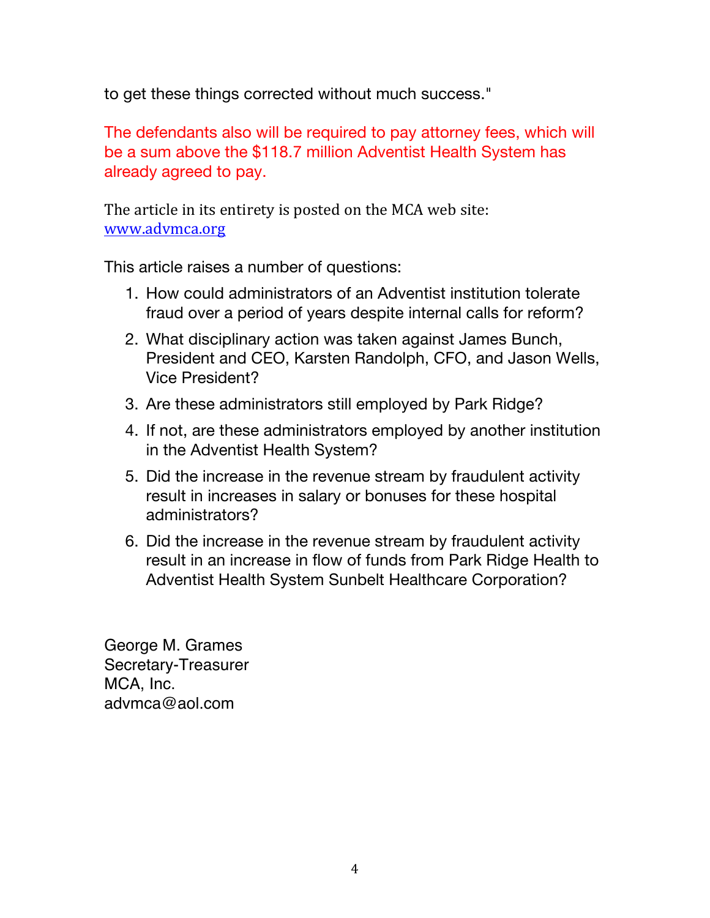to get these things corrected without much success."

The defendants also will be required to pay attorney fees, which will be a sum above the $118.7 million Adventist Health System has already agreed to pay.

The article in its entirety is posted on the MCA web site: [www.advmca.org](http://www.advmca.org)

This article raises a number of questions:

1. How could administrators of an Adventist institution tolerate fraud over a period of years despite internal calls for reform?
2. What disciplinary action was taken against James Bunch, President and CEO, Karsten Randolph, CFO, and Jason Wells, Vice President?
3. Are these administrators still employed by Park Ridge?
4. If not, are these administrators employed by another institution in the Adventist Health System?
5. Did the increase in the revenue stream by fraudulent activity result in increases in salary or bonuses for these hospital administrators?
6. Did the increase in the revenue stream by fraudulent activity result in an increase in flow of funds from Park Ridge Health to Adventist Health System Sunbelt Healthcare Corporation?

George M. Grames
Secretary-Treasurer
MCA, Inc.
advmca@aol.com